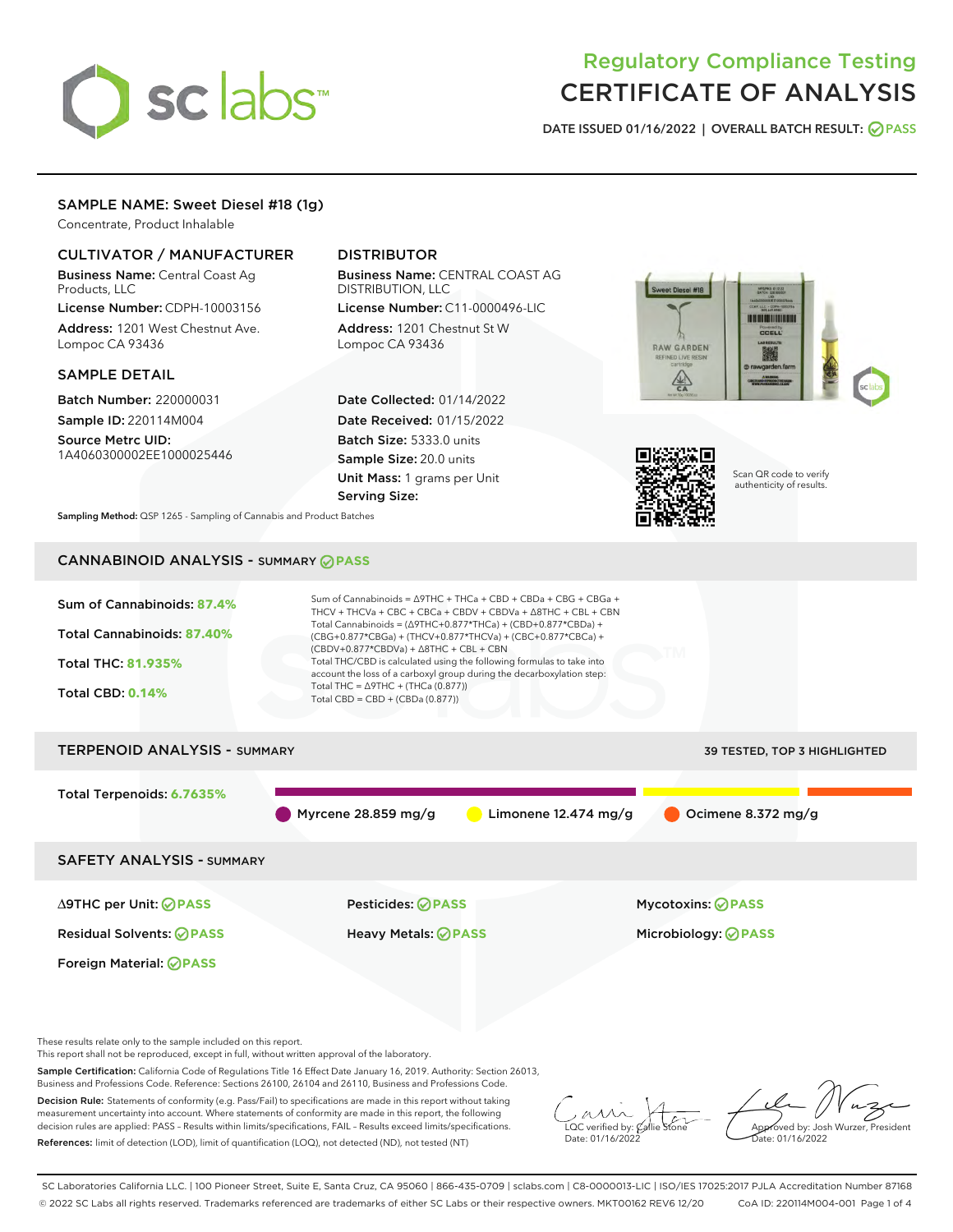# Regulatory Compliance Testing
# CERTIFICATE OF ANALYSIS

DATE ISSUED 01/16/2022 | OVERALL BATCH RESULT: PASS

## SAMPLE NAME: Sweet Diesel #18 (1g)

Concentrate, Product Inhalable

### CULTIVATOR / MANUFACTURER

**Business Name:** Central Coast Ag Products, LLC
**License Number:** CDPH-10003156
**Address:** 1201 West Chestnut Ave. Lompoc CA 93436

### DISTRIBUTOR

**Business Name:** CENTRAL COAST AG DISTRIBUTION, LLC
**License Number:** C11-0000496-LIC
**Address:** 1201 Chestnut St W Lompoc CA 93436

### SAMPLE DETAIL

**Batch Number:** 220000031
**Sample ID:** 220114M004
**Source Metrc UID:** 1A4060300002EE1000025446

**Date Collected:** 01/14/2022
**Date Received:** 01/15/2022
**Batch Size:** 5333.0 units
**Sample Size:** 20.0 units
**Unit Mass:** 1 grams per Unit
**Serving Size:**

Scan QR code to verify authenticity of results.

**Sampling Method:** QSP 1265 - Sampling of Cannabis and Product Batches

## CANNABINOID ANALYSIS - SUMMARY PASS

Sum of Cannabinoids: **87.4%**
Total Cannabinoids: **87.40%**
Total THC: **81.935%**
Total CBD: **0.14%**

Sum of Cannabinoids = Δ9THC + THCa + CBD + CBDa + CBG + CBGa + THCV + THCVa + CBC + CBCa + CBDV + CBDVa + Δ8THC + CBL + CBN
Total Cannabinoids = (Δ9THC+0.877*THCa) + (CBD+0.877*CBDa) + (CBG+0.877*CBGa) + (THCV+0.877*THCVa) + (CBC+0.877*CBCa) + (CBDV+0.877*CBDVa) + Δ8THC + CBL + CBN
Total THC/CBD is calculated using the following formulas to take into account the loss of a carboxyl group during the decarboxylation step:
Total THC = Δ9THC + (THCa (0.877))
Total CBD = CBD + (CBDa (0.877))

## TERPENOID ANALYSIS - SUMMARY

39 TESTED, TOP 3 HIGHLIGHTED

Total Terpenoids: **6.7635%**

Myrcene 28.859 mg/g
Limonene 12.474 mg/g
Ocimene 8.372 mg/g

## SAFETY ANALYSIS - SUMMARY

Δ9THC per Unit: PASS
Pesticides: PASS
Mycotoxins: PASS
Residual Solvents: PASS
Heavy Metals: PASS
Microbiology: PASS
Foreign Material: PASS

These results relate only to the sample included on this report.
This report shall not be reproduced, except in full, without written approval of the laboratory.

**Sample Certification:** California Code of Regulations Title 16 Effect Date January 16, 2019. Authority: Section 26013, Business and Professions Code. Reference: Sections 26100, 26104 and 26110, Business and Professions Code.

**Decision Rule:** Statements of conformity (e.g. Pass/Fail) to specifications are made in this report without taking measurement uncertainty into account. Where statements of conformity are made in this report, the following decision rules are applied: PASS – Results within limits/specifications, FAIL – Results exceed limits/specifications.

**References:** limit of detection (LOD), limit of quantification (LOQ), not detected (ND), not tested (NT)

LQC verified by: Callie Stone
Date: 01/16/2022

Approved by: Josh Wurzer, President
Date: 01/16/2022

SC Laboratories California LLC. | 100 Pioneer Street, Suite E, Santa Cruz, CA 95060 | 866-435-0709 | sclabs.com | C8-0000013-LIC | ISO/IES 17025:2017 PJLA Accreditation Number 87168
© 2022 SC Labs all rights reserved. Trademarks referenced are trademarks of either SC Labs or their respective owners. MKT00162 REV6 12/20 CoA ID: 220114M004-001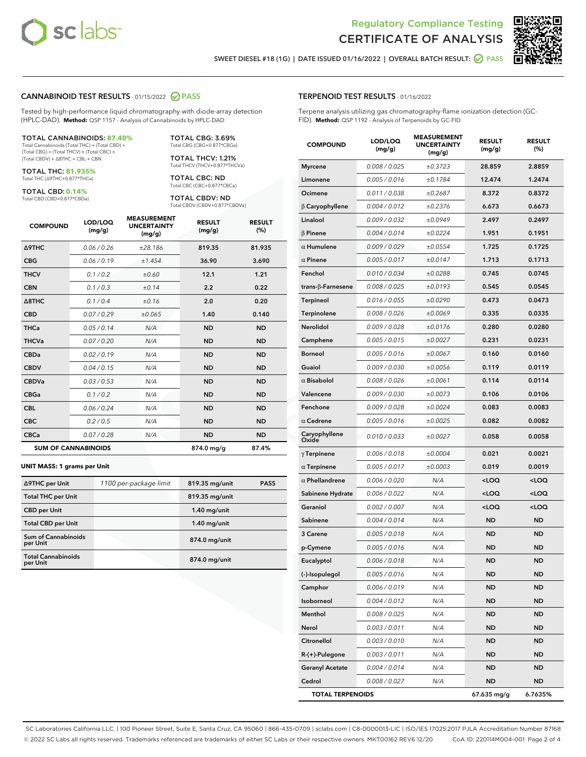Regulatory Compliance Testing
CERTIFICATE OF ANALYSIS

SWEET DIESEL #18 (1G) | DATE ISSUED 01/16/2022 | OVERALL BATCH RESULT: PASS

## CANNABINOID TEST RESULTS - 01/15/2022 PASS

Tested by high-performance liquid chromatography with diode-array detection (HPLC-DAD). **Method:** QSP 1157 - Analysis of Cannabinoids by HPLC-DAD

**TOTAL CANNABINOIDS: 87.40%**
Total Cannabinoids (Total THC) + (Total CBD) + (Total CBG) + (Total THCV) + (Total CBC) + (Total CBDV) + Δ8THC + CBL + CBN

**TOTAL THC: 81.935%**
Total THC (Δ9THC+0.877*THCa)

**TOTAL CBD: 0.14%**
Total CBD (CBD+0.877*CBDa)

**TOTAL CBG: 3.69%**
Total CBG (CBG+0.877*CBGa)

**TOTAL THCV: 1.21%**
Total THCV (THCV+0.877*THCVa)

**TOTAL CBC: ND**
Total CBC (CBC+0.877*CBCa)

**TOTAL CBDV: ND**
Total CBDV (CBDV+0.877*CBDVa)

| COMPOUND | LOD/LOQ (mg/g) | MEASUREMENT UNCERTAINTY (mg/g) | RESULT (mg/g) | RESULT (%) |
|---|---|---|---|---|
| Δ9THC | 0.06 / 0.26 | ±28.186 | 819.35 | 81.935 |
| CBG | 0.06 / 0.19 | ±1.454 | 36.90 | 3.690 |
| THCV | 0.1 / 0.2 | ±0.60 | 12.1 | 1.21 |
| CBN | 0.1 / 0.3 | ±0.14 | 2.2 | 0.22 |
| Δ8THC | 0.1 / 0.4 | ±0.16 | 2.0 | 0.20 |
| CBD | 0.07 / 0.29 | ±0.065 | 1.40 | 0.140 |
| THCa | 0.05 / 0.14 | N/A | ND | ND |
| THCVa | 0.07 / 0.20 | N/A | ND | ND |
| CBDa | 0.02 / 0.19 | N/A | ND | ND |
| CBDV | 0.04 / 0.15 | N/A | ND | ND |
| CBDVa | 0.03 / 0.53 | N/A | ND | ND |
| CBGa | 0.1 / 0.2 | N/A | ND | ND |
| CBL | 0.06 / 0.24 | N/A | ND | ND |
| CBC | 0.2 / 0.5 | N/A | ND | ND |
| CBCa | 0.07 / 0.28 | N/A | ND | ND |
| **SUM OF CANNABINOIDS** | | | **874.0 mg/g** | **87.4%** |

**UNIT MASS: 1 grams per Unit**

| | | | |
|---|---|---|---|
| Δ9THC per Unit | 1100 per-package limit | 819.35 mg/unit | PASS |
| Total THC per Unit | | 819.35 mg/unit | |
| CBD per Unit | | 1.40 mg/unit | |
| Total CBD per Unit | | 1.40 mg/unit | |
| Sum of Cannabinoids per Unit | | 874.0 mg/unit | |
| Total Cannabinoids per Unit | | 874.0 mg/unit | |

## TERPENOID TEST RESULTS - 01/16/2022

Terpene analysis utilizing gas chromatography-flame ionization detection (GC-FID). **Method:** QSP 1192 - Analysis of Terpenoids by GC-FID

| COMPOUND | LOD/LOQ (mg/g) | MEASUREMENT UNCERTAINTY (mg/g) | RESULT (mg/g) | RESULT (%) |
|---|---|---|---|---|
| Myrcene | 0.008 / 0.025 | ±0.3723 | 28.859 | 2.8859 |
| Limonene | 0.005 / 0.016 | ±0.1784 | 12.474 | 1.2474 |
| Ocimene | 0.011 / 0.038 | ±0.2687 | 8.372 | 0.8372 |
| β Caryophyllene | 0.004 / 0.012 | ±0.2376 | 6.673 | 0.6673 |
| Linalool | 0.009 / 0.032 | ±0.0949 | 2.497 | 0.2497 |
| β Pinene | 0.004 / 0.014 | ±0.0224 | 1.951 | 0.1951 |
| α Humulene | 0.009 / 0.029 | ±0.0554 | 1.725 | 0.1725 |
| α Pinene | 0.005 / 0.017 | ±0.0147 | 1.713 | 0.1713 |
| Fenchol | 0.010 / 0.034 | ±0.0288 | 0.745 | 0.0745 |
| trans-β-Farnesene | 0.008 / 0.025 | ±0.0193 | 0.545 | 0.0545 |
| Terpineol | 0.016 / 0.055 | ±0.0290 | 0.473 | 0.0473 |
| Terpinolene | 0.008 / 0.026 | ±0.0069 | 0.335 | 0.0335 |
| Nerolidol | 0.009 / 0.028 | ±0.0176 | 0.280 | 0.0280 |
| Camphene | 0.005 / 0.015 | ±0.0027 | 0.231 | 0.0231 |
| Borneol | 0.005 / 0.016 | ±0.0067 | 0.160 | 0.0160 |
| Guaiol | 0.009 / 0.030 | ±0.0056 | 0.119 | 0.0119 |
| α Bisabolol | 0.008 / 0.026 | ±0.0061 | 0.114 | 0.0114 |
| Valencene | 0.009 / 0.030 | ±0.0073 | 0.106 | 0.0106 |
| Fenchone | 0.009 / 0.028 | ±0.0024 | 0.083 | 0.0083 |
| α Cedrene | 0.005 / 0.016 | ±0.0025 | 0.082 | 0.0082 |
| Caryophyllene Oxide | 0.010 / 0.033 | ±0.0027 | 0.058 | 0.0058 |
| γ Terpinene | 0.006 / 0.018 | ±0.0004 | 0.021 | 0.0021 |
| α Terpinene | 0.005 / 0.017 | ±0.0003 | 0.019 | 0.0019 |
| α Phellandrene | 0.006 / 0.020 | N/A | <LOQ | <LOQ |
| Sabinene Hydrate | 0.006 / 0.022 | N/A | <LOQ | <LOQ |
| Geraniol | 0.002 / 0.007 | N/A | <LOQ | <LOQ |
| Sabinene | 0.004 / 0.014 | N/A | ND | ND |
| 3 Carene | 0.005 / 0.018 | N/A | ND | ND |
| p-Cymene | 0.005 / 0.016 | N/A | ND | ND |
| Eucalyptol | 0.006 / 0.018 | N/A | ND | ND |
| (-)-Isopulegol | 0.005 / 0.016 | N/A | ND | ND |
| Camphor | 0.006 / 0.019 | N/A | ND | ND |
| Isoborneol | 0.004 / 0.012 | N/A | ND | ND |
| Menthol | 0.008 / 0.025 | N/A | ND | ND |
| Nerol | 0.003 / 0.011 | N/A | ND | ND |
| Citronellol | 0.003 / 0.010 | N/A | ND | ND |
| R-(+)-Pulegone | 0.003 / 0.011 | N/A | ND | ND |
| Geranyl Acetate | 0.004 / 0.014 | N/A | ND | ND |
| Cedrol | 0.008 / 0.027 | N/A | ND | ND |
| **TOTAL TERPENOIDS** | | | **67.635 mg/g** | **6.7635%** |

SC Laboratories California LLC. | 100 Pioneer Street, Suite E, Santa Cruz, CA 95060 | 866-435-0709 | sclabs.com | C8-0000013-LIC | ISO/IES 17025:2017 PJLA Accreditation Number 87168
© 2022 SC Labs all rights reserved. Trademarks referenced are trademarks of either SC Labs or their respective owners. MKT00162 REV6 12/20 CoA ID: 220114M004-001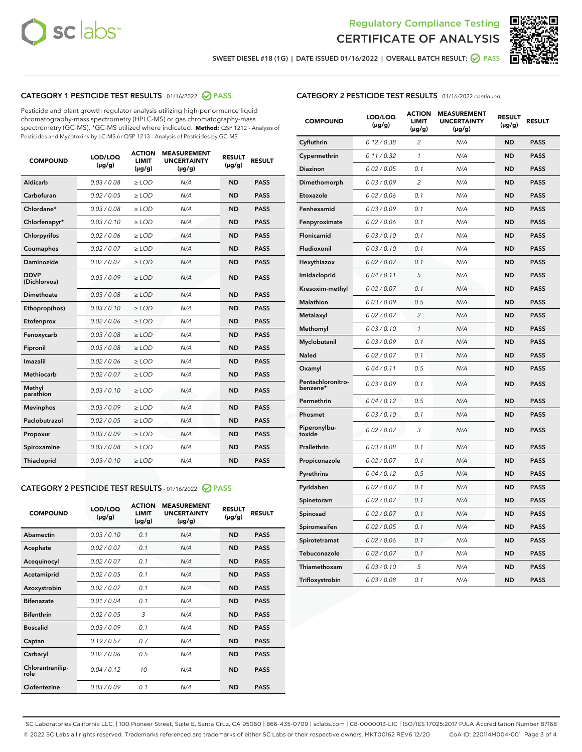Regulatory Compliance Testing
CERTIFICATE OF ANALYSIS

SWEET DIESEL #18 (1G) | DATE ISSUED 01/16/2022 | OVERALL BATCH RESULT: PASS

## CATEGORY 1 PESTICIDE TEST RESULTS - 01/16/2022 PASS

Pesticide and plant growth regulator analysis utilizing high-performance liquid chromatography-mass spectrometry (HPLC-MS) or gas chromatography-mass spectrometry (GC-MS). *GC-MS utilized where indicated. **Method:** QSP 1212 - Analysis of Pesticides and Mycotoxins by LC-MS or QSP 1213 - Analysis of Pesticides by GC-MS

| COMPOUND | LOD/LOQ (µg/g) | ACTION LIMIT (µg/g) | MEASUREMENT UNCERTAINTY (µg/g) | RESULT (µg/g) | RESULT |
|---|---|---|---|---|---|
| Aldicarb | 0.03 / 0.08 | ≥ LOD | N/A | ND | PASS |
| Carbofuran | 0.02 / 0.05 | ≥ LOD | N/A | ND | PASS |
| Chlordane* | 0.03 / 0.08 | ≥ LOD | N/A | ND | PASS |
| Chlorfenapyr* | 0.03 / 0.10 | ≥ LOD | N/A | ND | PASS |
| Chlorpyrifos | 0.02 / 0.06 | ≥ LOD | N/A | ND | PASS |
| Coumaphos | 0.02 / 0.07 | ≥ LOD | N/A | ND | PASS |
| Daminozide | 0.02 / 0.07 | ≥ LOD | N/A | ND | PASS |
| DDVP (Dichlorvos) | 0.03 / 0.09 | ≥ LOD | N/A | ND | PASS |
| Dimethoate | 0.03 / 0.08 | ≥ LOD | N/A | ND | PASS |
| Ethoprop(hos) | 0.03 / 0.10 | ≥ LOD | N/A | ND | PASS |
| Etofenprox | 0.02 / 0.06 | ≥ LOD | N/A | ND | PASS |
| Fenoxycarb | 0.03 / 0.08 | ≥ LOD | N/A | ND | PASS |
| Fipronil | 0.03 / 0.08 | ≥ LOD | N/A | ND | PASS |
| Imazalil | 0.02 / 0.06 | ≥ LOD | N/A | ND | PASS |
| Methiocarb | 0.02 / 0.07 | ≥ LOD | N/A | ND | PASS |
| Methyl parathion | 0.03 / 0.10 | ≥ LOD | N/A | ND | PASS |
| Mevinphos | 0.03 / 0.09 | ≥ LOD | N/A | ND | PASS |
| Paclobutrazol | 0.02 / 0.05 | ≥ LOD | N/A | ND | PASS |
| Propoxur | 0.03 / 0.09 | ≥ LOD | N/A | ND | PASS |
| Spiroxamine | 0.03 / 0.08 | ≥ LOD | N/A | ND | PASS |
| Thiacloprid | 0.03 / 0.10 | ≥ LOD | N/A | ND | PASS |

## CATEGORY 2 PESTICIDE TEST RESULTS - 01/16/2022 PASS

| COMPOUND | LOD/LOQ (µg/g) | ACTION LIMIT (µg/g) | MEASUREMENT UNCERTAINTY (µg/g) | RESULT (µg/g) | RESULT |
|---|---|---|---|---|---|
| Abamectin | 0.03 / 0.10 | 0.1 | N/A | ND | PASS |
| Acephate | 0.02 / 0.07 | 0.1 | N/A | ND | PASS |
| Acequinocyl | 0.02 / 0.07 | 0.1 | N/A | ND | PASS |
| Acetamiprid | 0.02 / 0.05 | 0.1 | N/A | ND | PASS |
| Azoxystrobin | 0.02 / 0.07 | 0.1 | N/A | ND | PASS |
| Bifenazate | 0.01 / 0.04 | 0.1 | N/A | ND | PASS |
| Bifenthrin | 0.02 / 0.05 | 3 | N/A | ND | PASS |
| Boscalid | 0.03 / 0.09 | 0.1 | N/A | ND | PASS |
| Captan | 0.19 / 0.57 | 0.7 | N/A | ND | PASS |
| Carbaryl | 0.02 / 0.06 | 0.5 | N/A | ND | PASS |
| Chlorantraniliprole | 0.04 / 0.12 | 10 | N/A | ND | PASS |
| Clofentezine | 0.03 / 0.09 | 0.1 | N/A | ND | PASS |
| Cyfluthrin | 0.12 / 0.38 | 2 | N/A | ND | PASS |
| Cypermethrin | 0.11 / 0.32 | 1 | N/A | ND | PASS |
| Diazinon | 0.02 / 0.05 | 0.1 | N/A | ND | PASS |
| Dimethomorph | 0.03 / 0.09 | 2 | N/A | ND | PASS |
| Etoxazole | 0.02 / 0.06 | 0.1 | N/A | ND | PASS |
| Fenhexamid | 0.03 / 0.09 | 0.1 | N/A | ND | PASS |
| Fenpyroximate | 0.02 / 0.06 | 0.1 | N/A | ND | PASS |
| Flonicamid | 0.03 / 0.10 | 0.1 | N/A | ND | PASS |
| Fludioxonil | 0.03 / 0.10 | 0.1 | N/A | ND | PASS |
| Hexythiazox | 0.02 / 0.07 | 0.1 | N/A | ND | PASS |
| Imidacloprid | 0.04 / 0.11 | 5 | N/A | ND | PASS |
| Kresoxim-methyl | 0.02 / 0.07 | 0.1 | N/A | ND | PASS |
| Malathion | 0.03 / 0.09 | 0.5 | N/A | ND | PASS |
| Metalaxyl | 0.02 / 0.07 | 2 | N/A | ND | PASS |
| Methomyl | 0.03 / 0.10 | 1 | N/A | ND | PASS |
| Myclobutanil | 0.03 / 0.09 | 0.1 | N/A | ND | PASS |
| Naled | 0.02 / 0.07 | 0.1 | N/A | ND | PASS |
| Oxamyl | 0.04 / 0.11 | 0.5 | N/A | ND | PASS |
| Pentachloronitrobenzene* | 0.03 / 0.09 | 0.1 | N/A | ND | PASS |
| Permethrin | 0.04 / 0.12 | 0.5 | N/A | ND | PASS |
| Phosmet | 0.03 / 0.10 | 0.1 | N/A | ND | PASS |
| Piperonylbutoxide | 0.02 / 0.07 | 3 | N/A | ND | PASS |
| Prallethrin | 0.03 / 0.08 | 0.1 | N/A | ND | PASS |
| Propiconazole | 0.02 / 0.07 | 0.1 | N/A | ND | PASS |
| Pyrethrins | 0.04 / 0.12 | 0.5 | N/A | ND | PASS |
| Pyridaben | 0.02 / 0.07 | 0.1 | N/A | ND | PASS |
| Spinetoram | 0.02 / 0.07 | 0.1 | N/A | ND | PASS |
| Spinosad | 0.02 / 0.07 | 0.1 | N/A | ND | PASS |
| Spiromesifen | 0.02 / 0.05 | 0.1 | N/A | ND | PASS |
| Spirotetramat | 0.02 / 0.06 | 0.1 | N/A | ND | PASS |
| Tebuconazole | 0.02 / 0.07 | 0.1 | N/A | ND | PASS |
| Thiamethoxam | 0.03 / 0.10 | 5 | N/A | ND | PASS |
| Trifloxystrobin | 0.03 / 0.08 | 0.1 | N/A | ND | PASS |

SC Laboratories California LLC. | 100 Pioneer Street, Suite E, Santa Cruz, CA 95060 | 866-435-0709 | sclabs.com | C8-0000013-LIC | ISO/IES 17025:2017 PJLA Accreditation Number 87168
© 2022 SC Labs all rights reserved. Trademarks referenced are trademarks of either SC Labs or their respective owners. MKT00162 REV6 12/20 CoA ID: 220114M004-001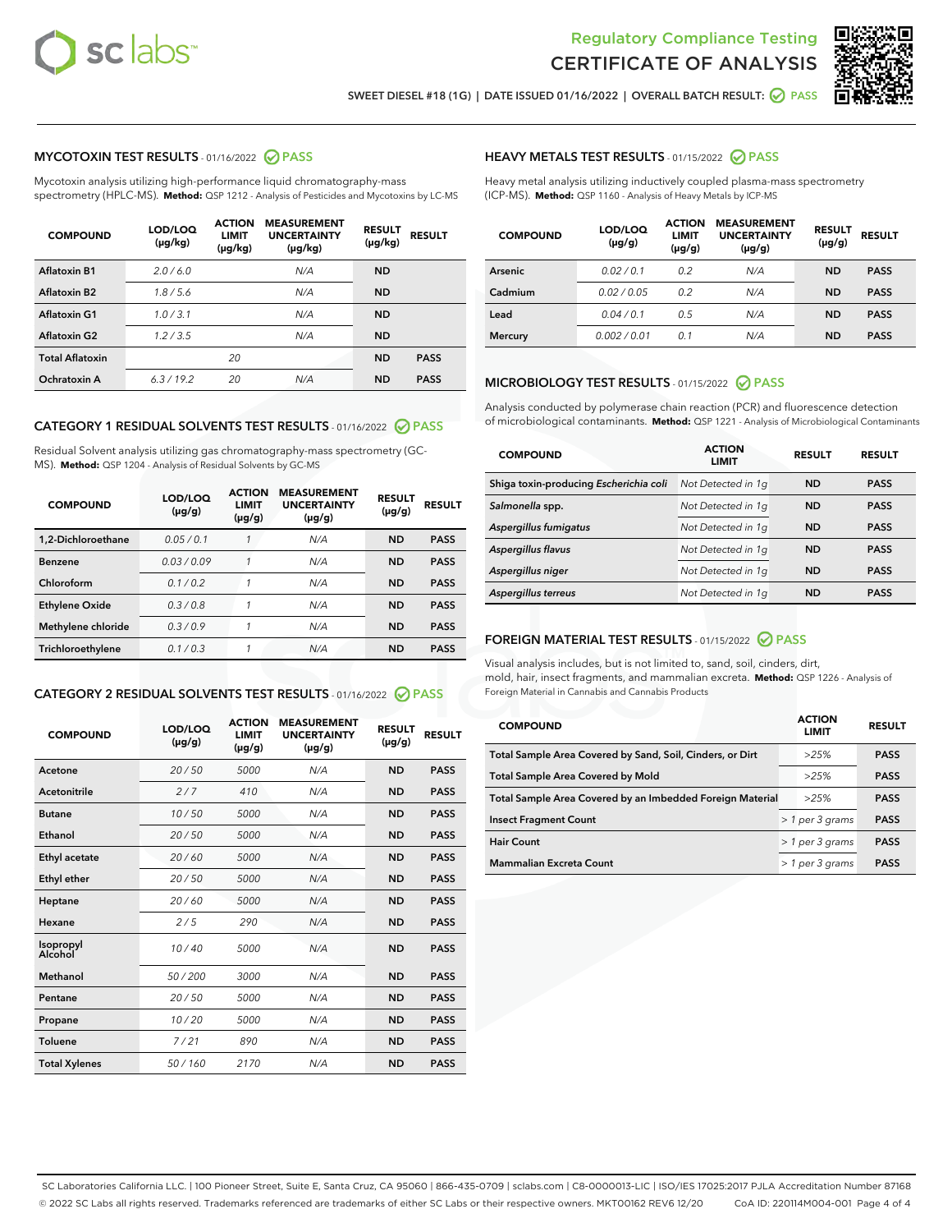Regulatory Compliance Testing

# CERTIFICATE OF ANALYSIS

SWEET DIESEL #18 (1G) | DATE ISSUED 01/16/2022 | OVERALL BATCH RESULT: PASS

## MYCOTOXIN TEST RESULTS - 01/16/2022 PASS

Mycotoxin analysis utilizing high-performance liquid chromatography-mass spectrometry (HPLC-MS). **Method:** QSP 1212 - Analysis of Pesticides and Mycotoxins by LC-MS

| COMPOUND | LOD/LOQ (µg/kg) | ACTION LIMIT (µg/kg) | MEASUREMENT UNCERTAINTY (µg/kg) | RESULT (µg/kg) | RESULT |
|---|---|---|---|---|---|
| Aflatoxin B1 | 2.0 / 6.0 | | N/A | ND | |
| Aflatoxin B2 | 1.8 / 5.6 | | N/A | ND | |
| Aflatoxin G1 | 1.0 / 3.1 | | N/A | ND | |
| Aflatoxin G2 | 1.2 / 3.5 | | N/A | ND | |
| Total Aflatoxin | | 20 | | ND | PASS |
| Ochratoxin A | 6.3 / 19.2 | 20 | N/A | ND | PASS |

## CATEGORY 1 RESIDUAL SOLVENTS TEST RESULTS - 01/16/2022 PASS

Residual Solvent analysis utilizing gas chromatography-mass spectrometry (GC-MS). **Method:** QSP 1204 - Analysis of Residual Solvents by GC-MS

| COMPOUND | LOD/LOQ (µg/g) | ACTION LIMIT (µg/g) | MEASUREMENT UNCERTAINTY (µg/g) | RESULT (µg/g) | RESULT |
|---|---|---|---|---|---|
| 1,2-Dichloroethane | 0.05 / 0.1 | 1 | N/A | ND | PASS |
| Benzene | 0.03 / 0.09 | 1 | N/A | ND | PASS |
| Chloroform | 0.1 / 0.2 | 1 | N/A | ND | PASS |
| Ethylene Oxide | 0.3 / 0.8 | 1 | N/A | ND | PASS |
| Methylene chloride | 0.3 / 0.9 | 1 | N/A | ND | PASS |
| Trichloroethylene | 0.1 / 0.3 | 1 | N/A | ND | PASS |

## CATEGORY 2 RESIDUAL SOLVENTS TEST RESULTS - 01/16/2022 PASS

| COMPOUND | LOD/LOQ (µg/g) | ACTION LIMIT (µg/g) | MEASUREMENT UNCERTAINTY (µg/g) | RESULT (µg/g) | RESULT |
|---|---|---|---|---|---|
| Acetone | 20 / 50 | 5000 | N/A | ND | PASS |
| Acetonitrile | 2 / 7 | 410 | N/A | ND | PASS |
| Butane | 10 / 50 | 5000 | N/A | ND | PASS |
| Ethanol | 20 / 50 | 5000 | N/A | ND | PASS |
| Ethyl acetate | 20 / 60 | 5000 | N/A | ND | PASS |
| Ethyl ether | 20 / 50 | 5000 | N/A | ND | PASS |
| Heptane | 20 / 60 | 5000 | N/A | ND | PASS |
| Hexane | 2 / 5 | 290 | N/A | ND | PASS |
| Isopropyl Alcohol | 10 / 40 | 5000 | N/A | ND | PASS |
| Methanol | 50 / 200 | 3000 | N/A | ND | PASS |
| Pentane | 20 / 50 | 5000 | N/A | ND | PASS |
| Propane | 10 / 20 | 5000 | N/A | ND | PASS |
| Toluene | 7 / 21 | 890 | N/A | ND | PASS |
| Total Xylenes | 50 / 160 | 2170 | N/A | ND | PASS |

## HEAVY METALS TEST RESULTS - 01/15/2022 PASS

Heavy metal analysis utilizing inductively coupled plasma-mass spectrometry (ICP-MS). **Method:** QSP 1160 - Analysis of Heavy Metals by ICP-MS

| COMPOUND | LOD/LOQ (µg/g) | ACTION LIMIT (µg/g) | MEASUREMENT UNCERTAINTY (µg/g) | RESULT (µg/g) | RESULT |
|---|---|---|---|---|---|
| Arsenic | 0.02 / 0.1 | 0.2 | N/A | ND | PASS |
| Cadmium | 0.02 / 0.05 | 0.2 | N/A | ND | PASS |
| Lead | 0.04 / 0.1 | 0.5 | N/A | ND | PASS |
| Mercury | 0.002 / 0.01 | 0.1 | N/A | ND | PASS |

## MICROBIOLOGY TEST RESULTS - 01/15/2022 PASS

Analysis conducted by polymerase chain reaction (PCR) and fluorescence detection of microbiological contaminants. **Method:** QSP 1221 - Analysis of Microbiological Contaminants

| COMPOUND | ACTION LIMIT | RESULT | RESULT |
|---|---|---|---|
| Shiga toxin-producing *Escherichia coli* | Not Detected in 1g | ND | PASS |
| *Salmonella* spp. | Not Detected in 1g | ND | PASS |
| *Aspergillus fumigatus* | Not Detected in 1g | ND | PASS |
| *Aspergillus flavus* | Not Detected in 1g | ND | PASS |
| *Aspergillus niger* | Not Detected in 1g | ND | PASS |
| *Aspergillus terreus* | Not Detected in 1g | ND | PASS |

## FOREIGN MATERIAL TEST RESULTS - 01/15/2022 PASS

Visual analysis includes, but is not limited to, sand, soil, cinders, dirt, mold, hair, insect fragments, and mammalian excreta. **Method:** QSP 1226 - Analysis of Foreign Material in Cannabis and Cannabis Products

| COMPOUND | ACTION LIMIT | RESULT |
|---|---|---|
| Total Sample Area Covered by Sand, Soil, Cinders, or Dirt | >25% | PASS |
| Total Sample Area Covered by Mold | >25% | PASS |
| Total Sample Area Covered by an Imbedded Foreign Material | >25% | PASS |
| Insect Fragment Count | > 1 per 3 grams | PASS |
| Hair Count | > 1 per 3 grams | PASS |
| Mammalian Excreta Count | > 1 per 3 grams | PASS |

SC Laboratories California LLC. | 100 Pioneer Street, Suite E, Santa Cruz, CA 95060 | 866-435-0709 | sclabs.com | C8-0000013-LIC | ISO/IES 17025:2017 PJLA Accreditation Number 87168
© 2022 SC Labs all rights reserved. Trademarks referenced are trademarks of either SC Labs or their respective owners. MKT00162 REV6 12/20 CoA ID: 220114M004-001